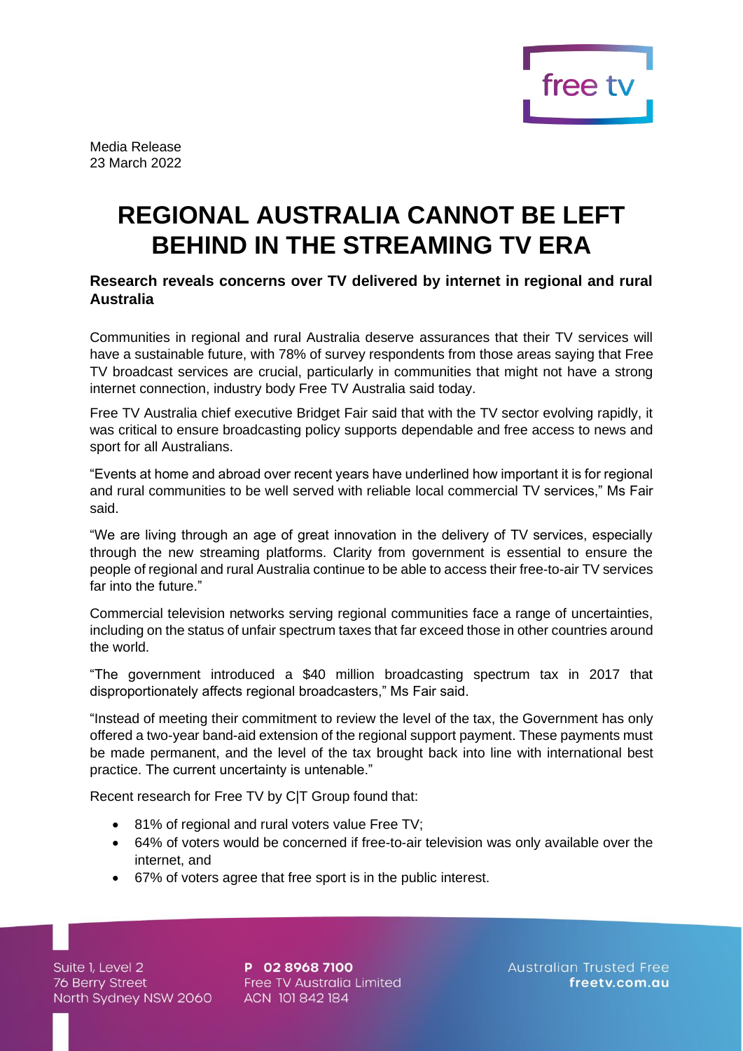Media Release
23 March 2022

# REGIONAL AUSTRALIA CANNOT BE LEFT BEHIND IN THE STREAMING TV ERA

### Research reveals concerns over TV delivered by internet in regional and rural Australia

Communities in regional and rural Australia deserve assurances that their TV services will have a sustainable future, with 78% of survey respondents from those areas saying that Free TV broadcast services are crucial, particularly in communities that might not have a strong internet connection, industry body Free TV Australia said today.

Free TV Australia chief executive Bridget Fair said that with the TV sector evolving rapidly, it was critical to ensure broadcasting policy supports dependable and free access to news and sport for all Australians.

"Events at home and abroad over recent years have underlined how important it is for regional and rural communities to be well served with reliable local commercial TV services," Ms Fair said.

"We are living through an age of great innovation in the delivery of TV services, especially through the new streaming platforms. Clarity from government is essential to ensure the people of regional and rural Australia continue to be able to access their free-to-air TV services far into the future."

Commercial television networks serving regional communities face a range of uncertainties, including on the status of unfair spectrum taxes that far exceed those in other countries around the world.

"The government introduced a $40 million broadcasting spectrum tax in 2017 that disproportionately affects regional broadcasters," Ms Fair said.

"Instead of meeting their commitment to review the level of the tax, the Government has only offered a two-year band-aid extension of the regional support payment. These payments must be made permanent, and the level of the tax brought back into line with international best practice. The current uncertainty is untenable."

Recent research for Free TV by C|T Group found that:

- 81% of regional and rural voters value Free TV;
- 64% of voters would be concerned if free-to-air television was only available over the internet, and
- 67% of voters agree that free sport is in the public interest.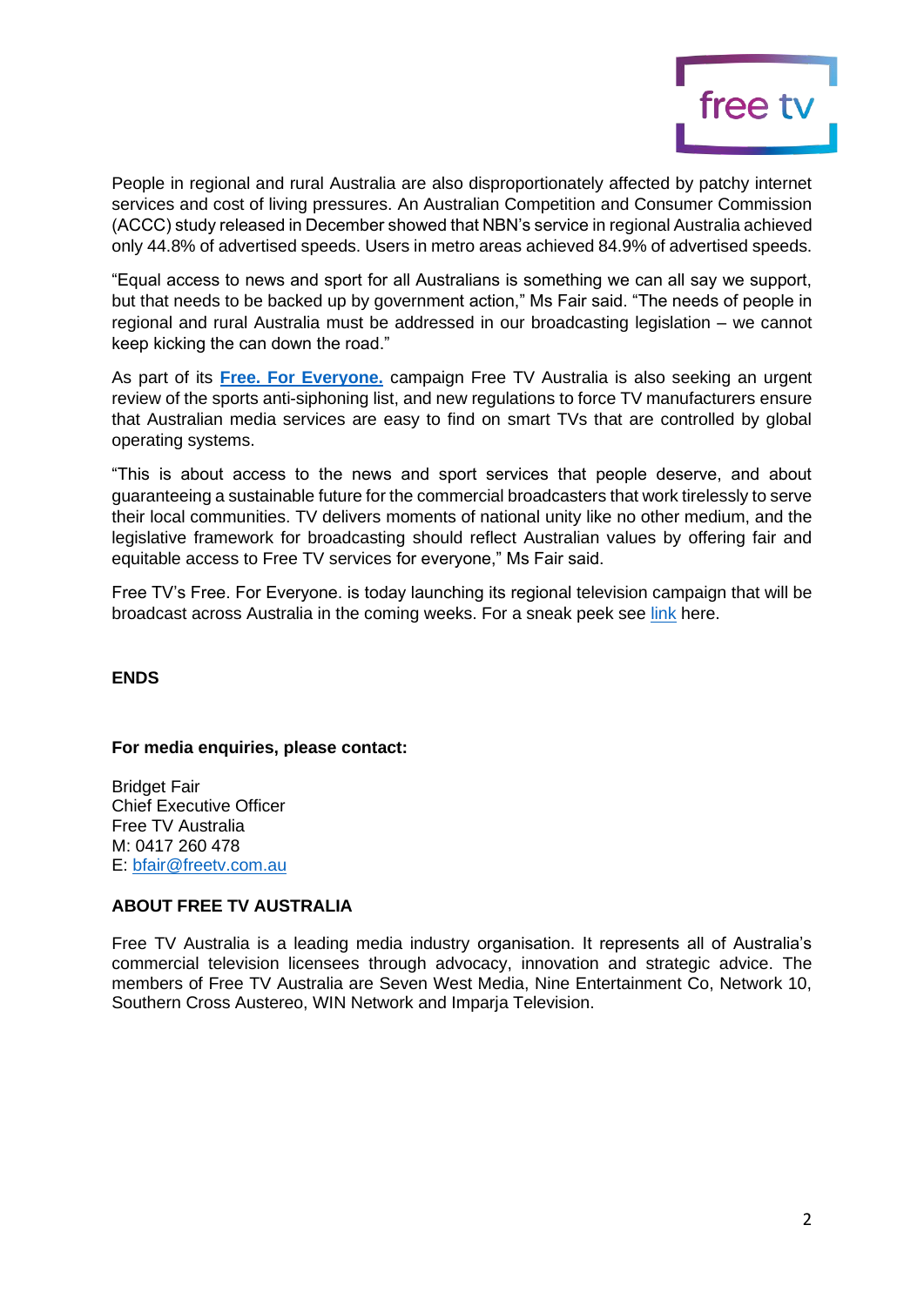People in regional and rural Australia are also disproportionately affected by patchy internet services and cost of living pressures. An Australian Competition and Consumer Commission (ACCC) study released in December showed that NBN's service in regional Australia achieved only 44.8% of advertised speeds. Users in metro areas achieved 84.9% of advertised speeds.

"Equal access to news and sport for all Australians is something we can all say we support, but that needs to be backed up by government action," Ms Fair said. "The needs of people in regional and rural Australia must be addressed in our broadcasting legislation – we cannot keep kicking the can down the road."

As part of its **Free. For Everyone.** campaign Free TV Australia is also seeking an urgent review of the sports anti-siphoning list, and new regulations to force TV manufacturers ensure that Australian media services are easy to find on smart TVs that are controlled by global operating systems.

"This is about access to the news and sport services that people deserve, and about guaranteeing a sustainable future for the commercial broadcasters that work tirelessly to serve their local communities. TV delivers moments of national unity like no other medium, and the legislative framework for broadcasting should reflect Australian values by offering fair and equitable access to Free TV services for everyone," Ms Fair said.

Free TV's Free. For Everyone. is today launching its regional television campaign that will be broadcast across Australia in the coming weeks. For a sneak peek see link here.

**ENDS**

**For media enquiries, please contact:**

Bridget Fair
Chief Executive Officer
Free TV Australia
M: 0417 260 478
E: bfair@freetv.com.au

**ABOUT FREE TV AUSTRALIA**

Free TV Australia is a leading media industry organisation. It represents all of Australia's commercial television licensees through advocacy, innovation and strategic advice. The members of Free TV Australia are Seven West Media, Nine Entertainment Co, Network 10, Southern Cross Austereo, WIN Network and Imparja Television.